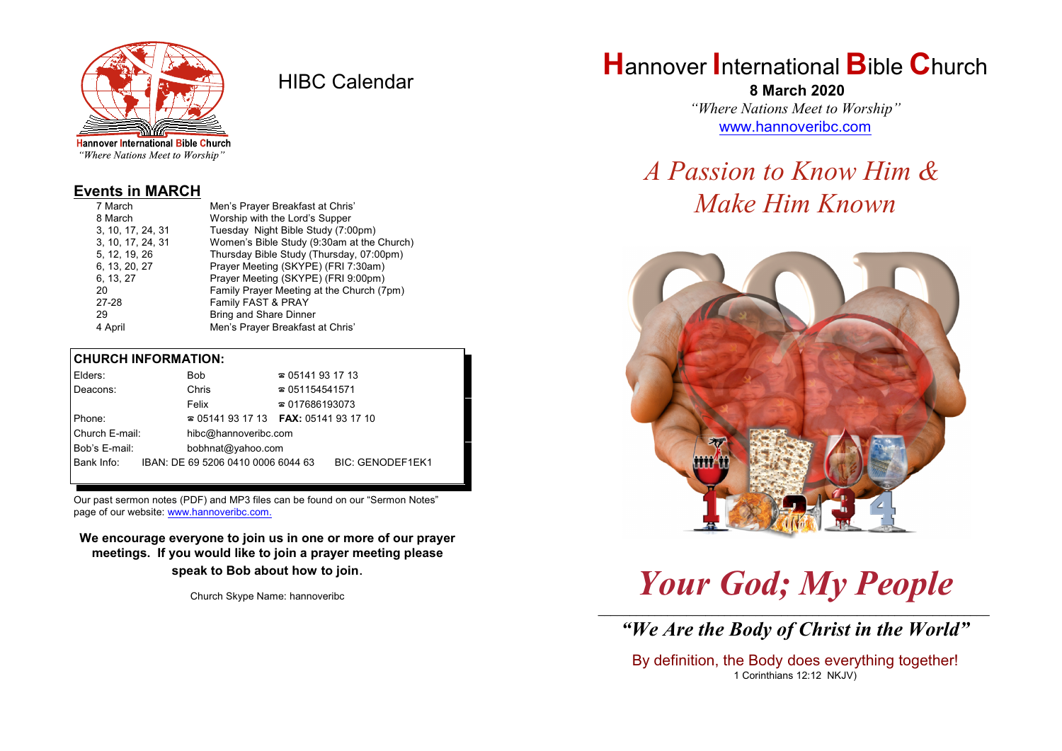Hannover International Bible Church
*"Where Nations Meet to Worship"*

# HIBC Calendar

## Events in MARCH

| | |
|---|---|
| 7 March | Men's Prayer Breakfast at Chris' |
| 8 March | Worship with the Lord's Supper |
| 3, 10, 17, 24, 31 | Tuesday Night Bible Study (7:00pm) |
| 3, 10, 17, 24, 31 | Women's Bible Study (9:30am at the Church) |
| 5, 12, 19, 26 | Thursday Bible Study (Thursday, 07:00pm) |
| 6, 13, 20, 27 | Prayer Meeting (SKYPE) (FRI 7:30am) |
| 6, 13, 27 | Prayer Meeting (SKYPE) (FRI 9:00pm) |
| 20 | Family Prayer Meeting at the Church (7pm) |
| 27-28 | Family FAST & PRAY |
| 29 | Bring and Share Dinner |
| 4 April | Men's Prayer Breakfast at Chris' |

## CHURCH INFORMATION:

| | | |
|---|---|---|
| Elders: | Bob | ☎ 05141 93 17 13 |
| Deacons: | Chris | ☎ 051154541571 |
| | Felix | ☎ 017686193073 |
| Phone: | ☎ 05141 93 17 13 | **FAX:** 05141 93 17 10 |
| Church E-mail: | hibc@hannoveribc.com | |
| Bob's E-mail: | bobhnat@yahoo.com | |
| Bank Info: | IBAN: DE 69 5206 0410 0006 6044 63 | BIC: GENODEF1EK1 |

Our past sermon notes (PDF) and MP3 files can be found on our "Sermon Notes" page of our website: www.hannoveribc.com.

**We encourage everyone to join us in one or more of our prayer meetings. If you would like to join a prayer meeting please speak to Bob about how to join.**

Church Skype Name: hannoveribc

# Hannover International Bible Church

**8 March 2020**

*"Where Nations Meet to Worship"*

www.hannoveribc.com

*A Passion to Know Him & Make Him Known*

# *Your God; My People*

***"We Are the Body of Christ in the World"***

By definition, the Body does everything together!

1 Corinthians 12:12 NKJV)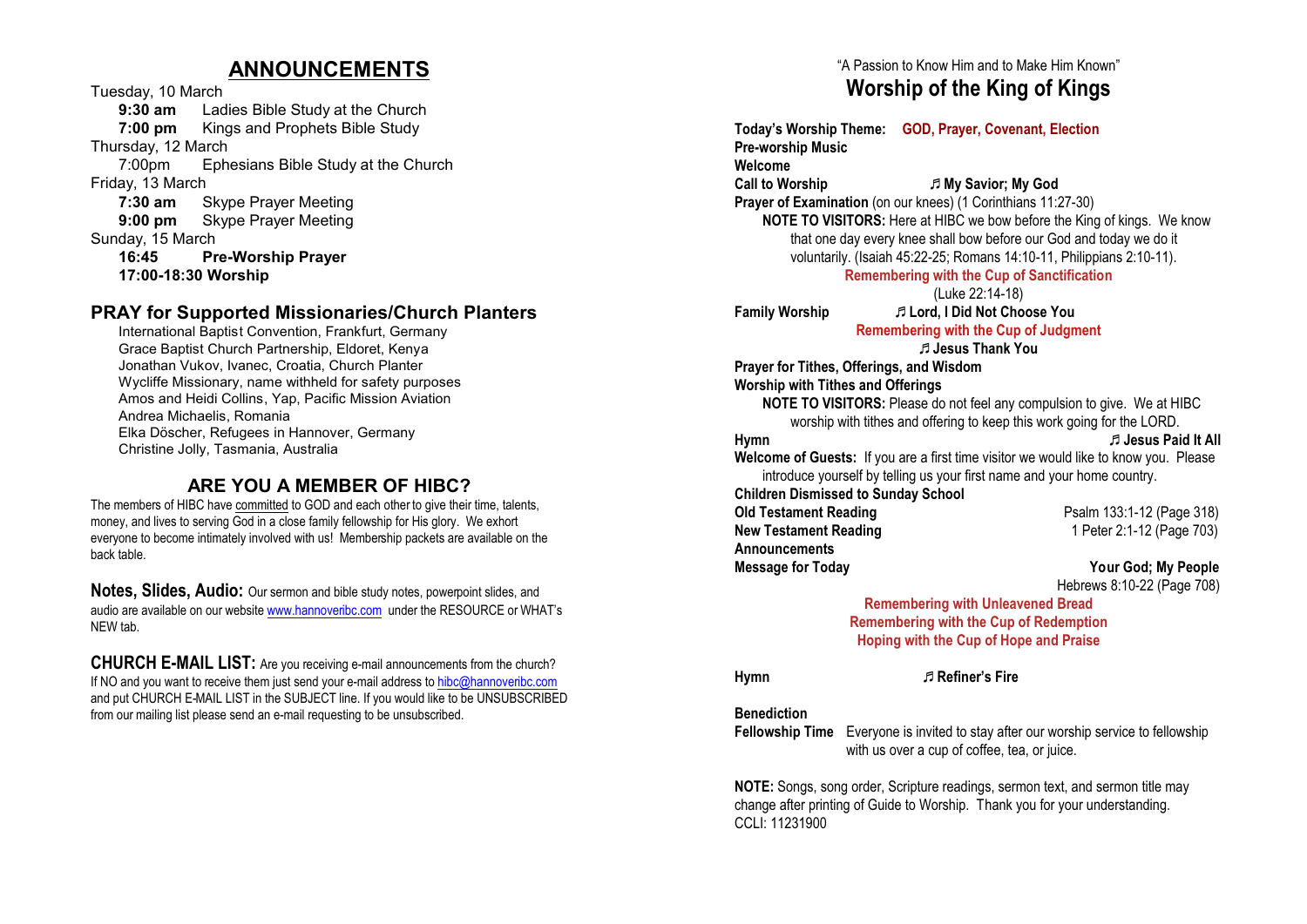## ANNOUNCEMENTS

Tuesday, 10 March
- **9:30 am** Ladies Bible Study at the Church
- **7:00 pm** Kings and Prophets Bible Study

Thursday, 12 March
- 7:00pm Ephesians Bible Study at the Church

Friday, 13 March
- **7:30 am** Skype Prayer Meeting
- **9:00 pm** Skype Prayer Meeting

Sunday, 15 March
- **16:45 Pre-Worship Prayer**
- **17:00-18:30 Worship**

### PRAY for Supported Missionaries/Church Planters

International Baptist Convention, Frankfurt, Germany
Grace Baptist Church Partnership, Eldoret, Kenya
Jonathan Vukov, Ivanec, Croatia, Church Planter
Wycliffe Missionary, name withheld for safety purposes
Amos and Heidi Collins, Yap, Pacific Mission Aviation
Andrea Michaelis, Romania
Elka Döscher, Refugees in Hannover, Germany
Christine Jolly, Tasmania, Australia

### ARE YOU A MEMBER OF HIBC?

The members of HIBC have committed to GOD and each other to give their time, talents, money, and lives to serving God in a close family fellowship for His glory. We exhort everyone to become intimately involved with us! Membership packets are available on the back table.

**Notes, Slides, Audio:** Our sermon and bible study notes, powerpoint slides, and audio are available on our website www.hannoveribc.com under the RESOURCE or WHAT's NEW tab.

**CHURCH E-MAIL LIST:** Are you receiving e-mail announcements from the church? If NO and you want to receive them just send your e-mail address to hibc@hannoveribc.com and put CHURCH E-MAIL LIST in the SUBJECT line. If you would like to be UNSUBSCRIBED from our mailing list please send an e-mail requesting to be unsubscribed.

"A Passion to Know Him and to Make Him Known"

## Worship of the King of Kings

**Today's Worship Theme:** **GOD, Prayer, Covenant, Election**

**Pre-worship Music**

**Welcome**

**Call to Worship** ♬ **My Savior; My God**

**Prayer of Examination** (on our knees) (1 Corinthians 11:27-30)

**NOTE TO VISITORS:** Here at HIBC we bow before the King of kings. We know that one day every knee shall bow before our God and today we do it voluntarily. (Isaiah 45:22-25; Romans 14:10-11, Philippians 2:10-11).

**Remembering with the Cup of Sanctification**
(Luke 22:14-18)

**Family Worship** ♬ **Lord, I Did Not Choose You**

**Remembering with the Cup of Judgment**

♬ **Jesus Thank You**

**Prayer for Tithes, Offerings, and Wisdom**

**Worship with Tithes and Offerings**

**NOTE TO VISITORS:** Please do not feel any compulsion to give. We at HIBC worship with tithes and offering to keep this work going for the LORD.

**Hymn** ♬ **Jesus Paid It All**

**Welcome of Guests:** If you are a first time visitor we would like to know you. Please introduce yourself by telling us your first name and your home country.

**Children Dismissed to Sunday School**

**Old Testament Reading** Psalm 133:1-12 (Page 318)

**New Testament Reading** 1 Peter 2:1-12 (Page 703)

**Announcements**

**Message for Today** **Your God; My People**
Hebrews 8:10-22 (Page 708)

**Remembering with Unleavened Bread**
**Remembering with the Cup of Redemption**
**Hoping with the Cup of Hope and Praise**

**Hymn** ♬ **Refiner's Fire**

**Benediction**

**Fellowship Time** Everyone is invited to stay after our worship service to fellowship with us over a cup of coffee, tea, or juice.

**NOTE:** Songs, song order, Scripture readings, sermon text, and sermon title may change after printing of Guide to Worship. Thank you for your understanding.
CCLI: 11231900